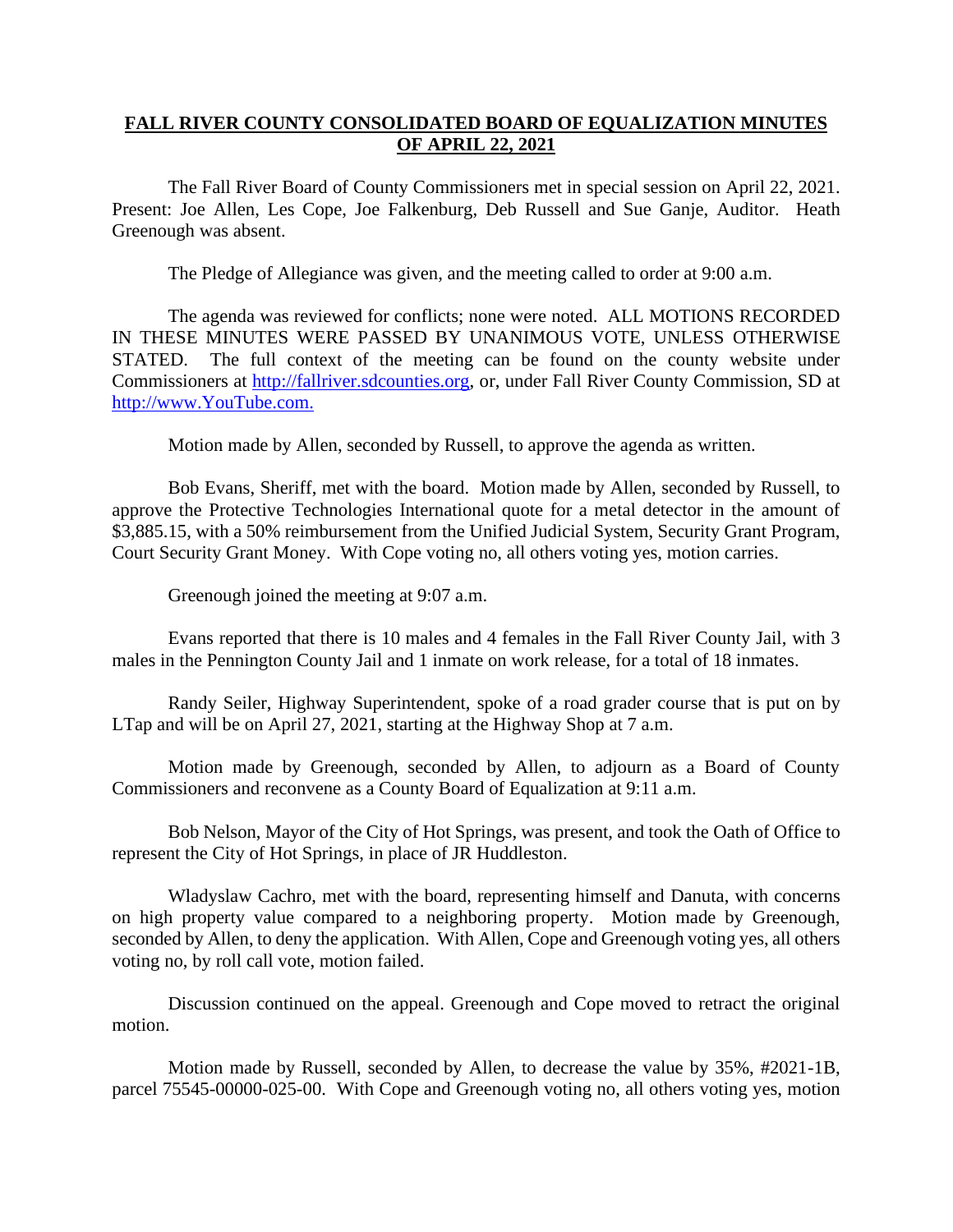# FALL RIVER COUNTY CONSOLIDATED BOARD OF EQUALIZATION MINUTES OF APRIL 22, 2021

The Fall River Board of County Commissioners met in special session on April 22, 2021. Present: Joe Allen, Les Cope, Joe Falkenburg, Deb Russell and Sue Ganje, Auditor. Heath Greenough was absent.

The Pledge of Allegiance was given, and the meeting called to order at 9:00 a.m.

The agenda was reviewed for conflicts; none were noted. ALL MOTIONS RECORDED IN THESE MINUTES WERE PASSED BY UNANIMOUS VOTE, UNLESS OTHERWISE STATED. The full context of the meeting can be found on the county website under Commissioners at http://fallriver.sdcounties.org, or, under Fall River County Commission, SD at http://www.YouTube.com.

Motion made by Allen, seconded by Russell, to approve the agenda as written.

Bob Evans, Sheriff, met with the board. Motion made by Allen, seconded by Russell, to approve the Protective Technologies International quote for a metal detector in the amount of $3,885.15, with a 50% reimbursement from the Unified Judicial System, Security Grant Program, Court Security Grant Money. With Cope voting no, all others voting yes, motion carries.

Greenough joined the meeting at 9:07 a.m.

Evans reported that there is 10 males and 4 females in the Fall River County Jail, with 3 males in the Pennington County Jail and 1 inmate on work release, for a total of 18 inmates.

Randy Seiler, Highway Superintendent, spoke of a road grader course that is put on by LTap and will be on April 27, 2021, starting at the Highway Shop at 7 a.m.

Motion made by Greenough, seconded by Allen, to adjourn as a Board of County Commissioners and reconvene as a County Board of Equalization at 9:11 a.m.

Bob Nelson, Mayor of the City of Hot Springs, was present, and took the Oath of Office to represent the City of Hot Springs, in place of JR Huddleston.

Wladyslaw Cachro, met with the board, representing himself and Danuta, with concerns on high property value compared to a neighboring property. Motion made by Greenough, seconded by Allen, to deny the application. With Allen, Cope and Greenough voting yes, all others voting no, by roll call vote, motion failed.

Discussion continued on the appeal. Greenough and Cope moved to retract the original motion.

Motion made by Russell, seconded by Allen, to decrease the value by 35%, #2021-1B, parcel 75545-00000-025-00. With Cope and Greenough voting no, all others voting yes, motion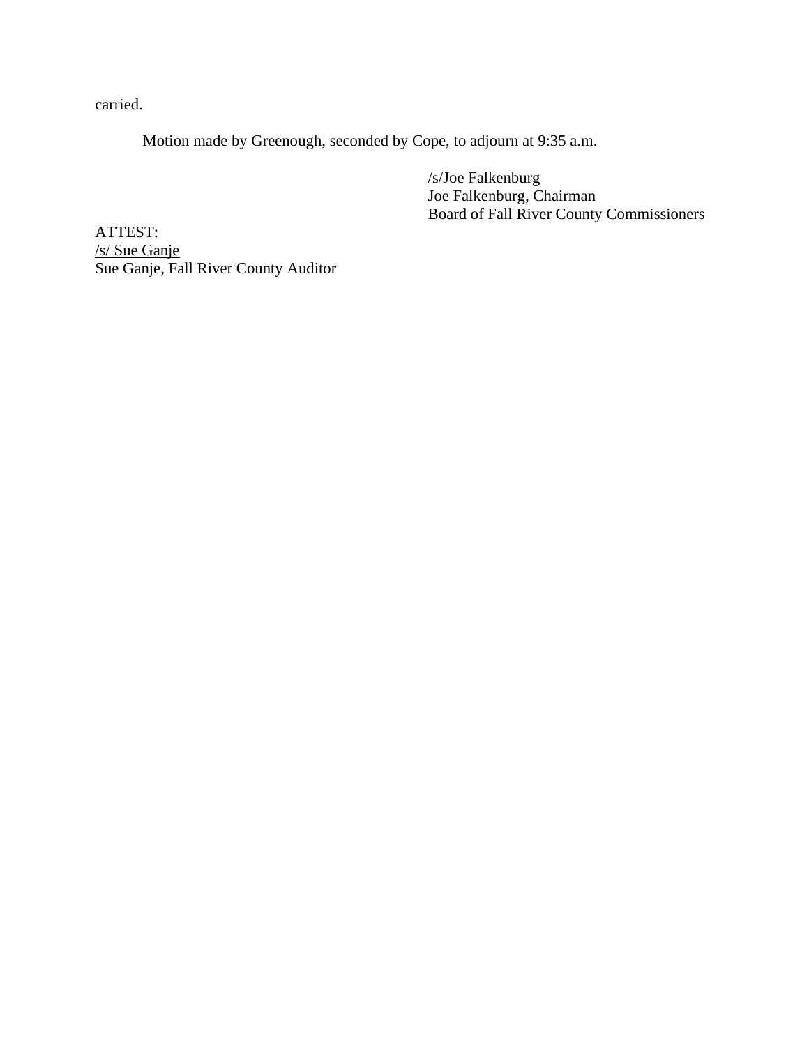carried.

Motion made by Greenough, seconded by Cope, to adjourn at 9:35 a.m.

/s/Joe Falkenburg
Joe Falkenburg, Chairman
Board of Fall River County Commissioners

ATTEST:
/s/ Sue Ganje
Sue Ganje, Fall River County Auditor